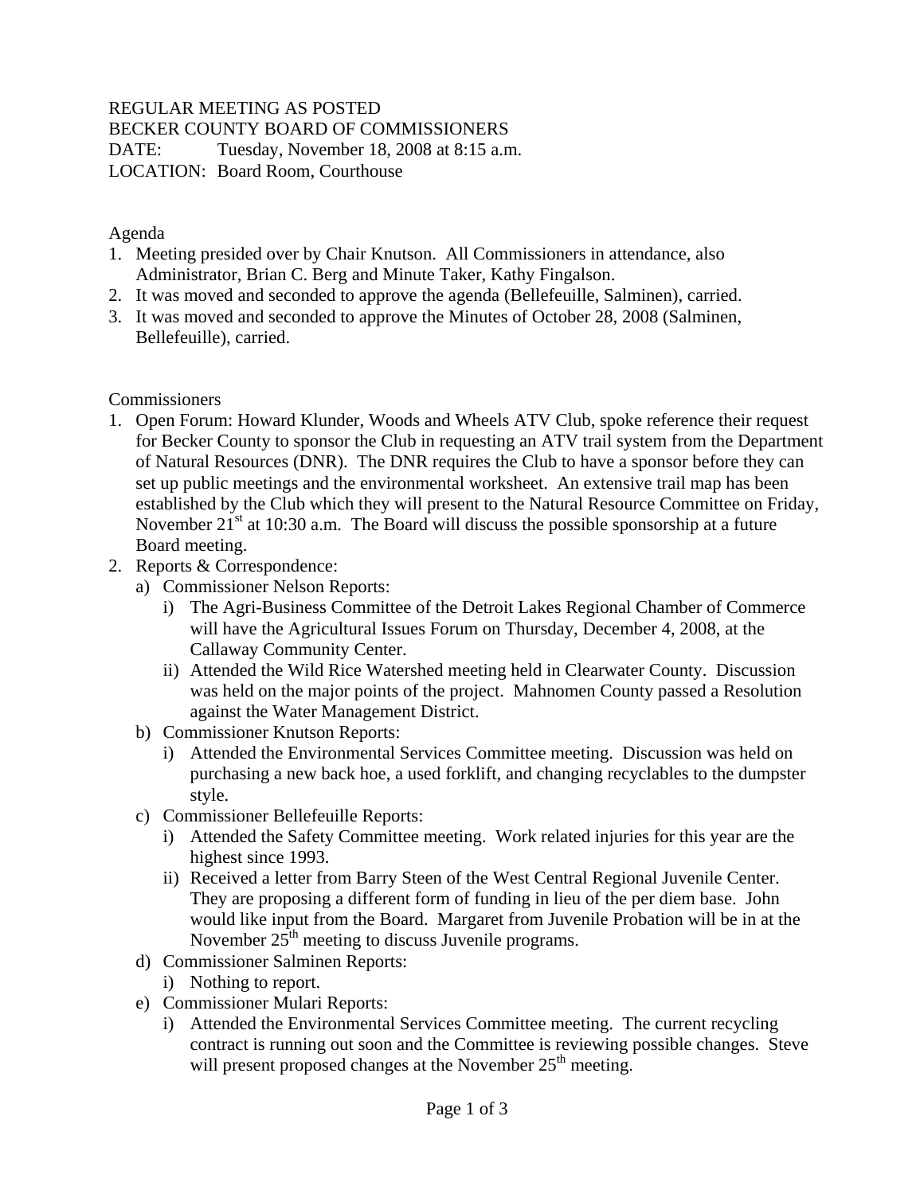REGULAR MEETING AS POSTED
BECKER COUNTY BOARD OF COMMISSIONERS
DATE: Tuesday, November 18, 2008 at 8:15 a.m.
LOCATION: Board Room, Courthouse

Agenda

1. Meeting presided over by Chair Knutson. All Commissioners in attendance, also Administrator, Brian C. Berg and Minute Taker, Kathy Fingalson.
2. It was moved and seconded to approve the agenda (Bellefeuille, Salminen), carried.
3. It was moved and seconded to approve the Minutes of October 28, 2008 (Salminen, Bellefeuille), carried.

Commissioners

1. Open Forum: Howard Klunder, Woods and Wheels ATV Club, spoke reference their request for Becker County to sponsor the Club in requesting an ATV trail system from the Department of Natural Resources (DNR). The DNR requires the Club to have a sponsor before they can set up public meetings and the environmental worksheet. An extensive trail map has been established by the Club which they will present to the Natural Resource Committee on Friday, November 21st at 10:30 a.m. The Board will discuss the possible sponsorship at a future Board meeting.
2. Reports & Correspondence:
   a) Commissioner Nelson Reports:
      i) The Agri-Business Committee of the Detroit Lakes Regional Chamber of Commerce will have the Agricultural Issues Forum on Thursday, December 4, 2008, at the Callaway Community Center.
      ii) Attended the Wild Rice Watershed meeting held in Clearwater County. Discussion was held on the major points of the project. Mahnomen County passed a Resolution against the Water Management District.
   b) Commissioner Knutson Reports:
      i) Attended the Environmental Services Committee meeting. Discussion was held on purchasing a new back hoe, a used forklift, and changing recyclables to the dumpster style.
   c) Commissioner Bellefeuille Reports:
      i) Attended the Safety Committee meeting. Work related injuries for this year are the highest since 1993.
      ii) Received a letter from Barry Steen of the West Central Regional Juvenile Center. They are proposing a different form of funding in lieu of the per diem base. John would like input from the Board. Margaret from Juvenile Probation will be in at the November 25th meeting to discuss Juvenile programs.
   d) Commissioner Salminen Reports:
      i) Nothing to report.
   e) Commissioner Mulari Reports:
      i) Attended the Environmental Services Committee meeting. The current recycling contract is running out soon and the Committee is reviewing possible changes. Steve will present proposed changes at the November 25th meeting.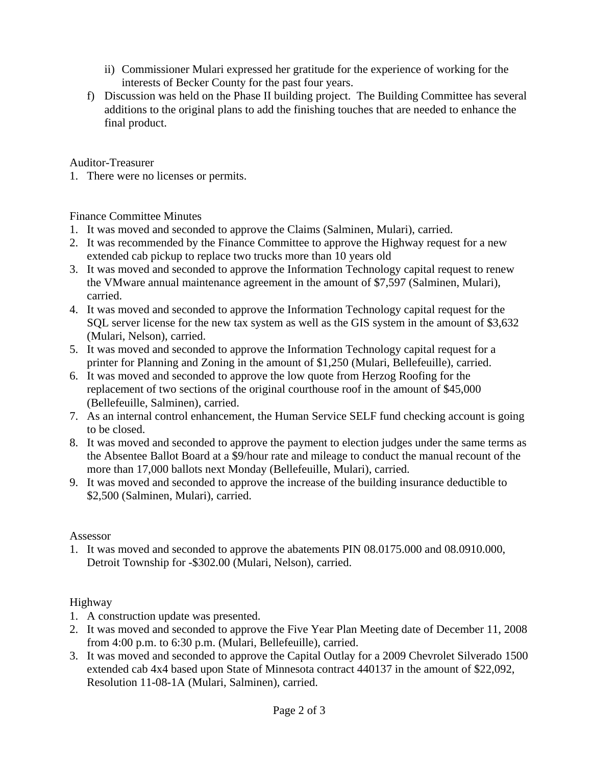ii) Commissioner Mulari expressed her gratitude for the experience of working for the interests of Becker County for the past four years.

f) Discussion was held on the Phase II building project. The Building Committee has several additions to the original plans to add the finishing touches that are needed to enhance the final product.

Auditor-Treasurer

1. There were no licenses or permits.

Finance Committee Minutes

1. It was moved and seconded to approve the Claims (Salminen, Mulari), carried.
2. It was recommended by the Finance Committee to approve the Highway request for a new extended cab pickup to replace two trucks more than 10 years old
3. It was moved and seconded to approve the Information Technology capital request to renew the VMware annual maintenance agreement in the amount of $7,597 (Salminen, Mulari), carried.
4. It was moved and seconded to approve the Information Technology capital request for the SQL server license for the new tax system as well as the GIS system in the amount of $3,632 (Mulari, Nelson), carried.
5. It was moved and seconded to approve the Information Technology capital request for a printer for Planning and Zoning in the amount of $1,250 (Mulari, Bellefeuille), carried.
6. It was moved and seconded to approve the low quote from Herzog Roofing for the replacement of two sections of the original courthouse roof in the amount of $45,000 (Bellefeuille, Salminen), carried.
7. As an internal control enhancement, the Human Service SELF fund checking account is going to be closed.
8. It was moved and seconded to approve the payment to election judges under the same terms as the Absentee Ballot Board at a $9/hour rate and mileage to conduct the manual recount of the more than 17,000 ballots next Monday (Bellefeuille, Mulari), carried.
9. It was moved and seconded to approve the increase of the building insurance deductible to $2,500 (Salminen, Mulari), carried.

Assessor

1. It was moved and seconded to approve the abatements PIN 08.0175.000 and 08.0910.000, Detroit Township for -$302.00 (Mulari, Nelson), carried.

Highway

1. A construction update was presented.
2. It was moved and seconded to approve the Five Year Plan Meeting date of December 11, 2008 from 4:00 p.m. to 6:30 p.m. (Mulari, Bellefeuille), carried.
3. It was moved and seconded to approve the Capital Outlay for a 2009 Chevrolet Silverado 1500 extended cab 4x4 based upon State of Minnesota contract 440137 in the amount of $22,092, Resolution 11-08-1A (Mulari, Salminen), carried.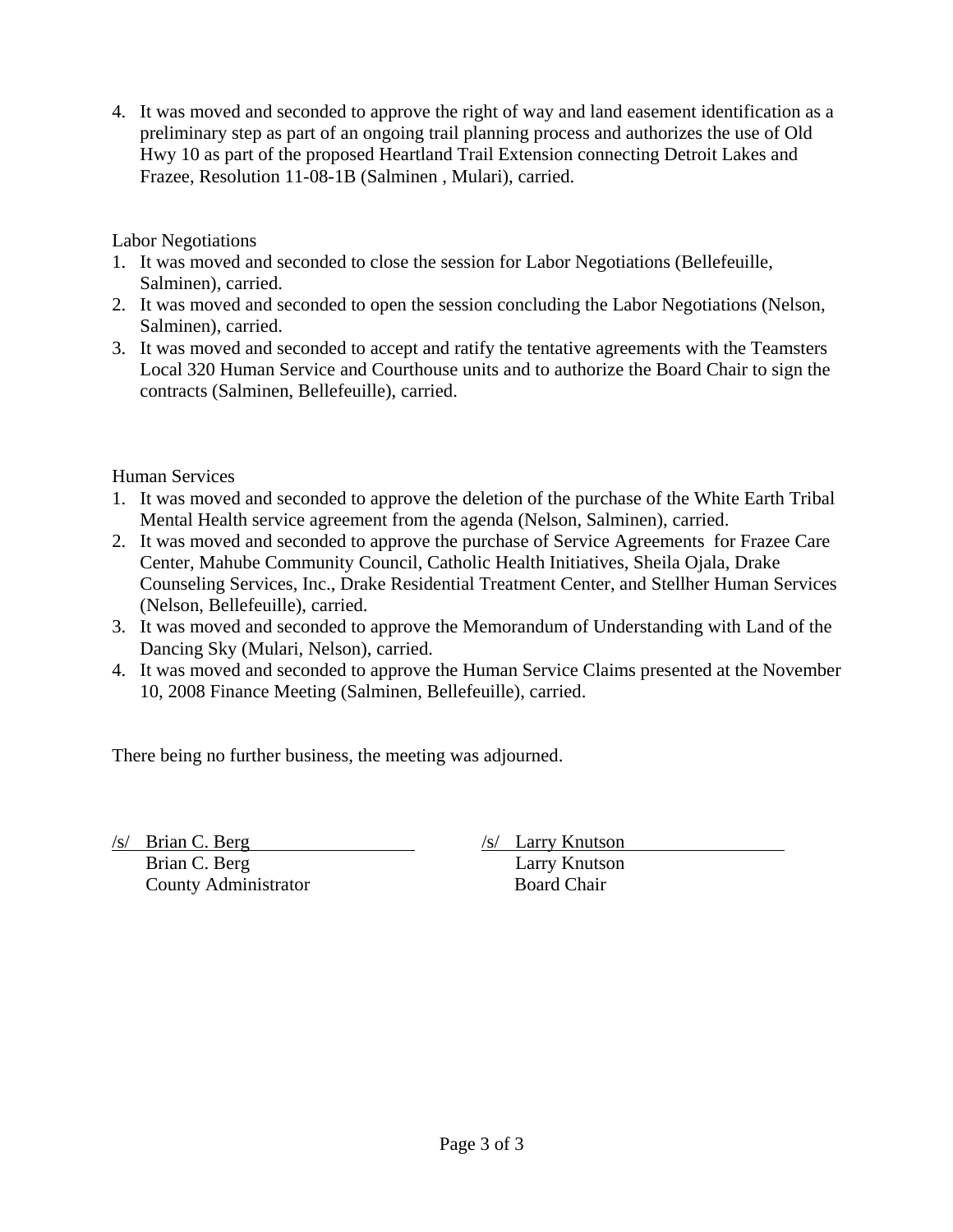4. It was moved and seconded to approve the right of way and land easement identification as a preliminary step as part of an ongoing trail planning process and authorizes the use of Old Hwy 10 as part of the proposed Heartland Trail Extension connecting Detroit Lakes and Frazee, Resolution 11-08-1B (Salminen , Mulari), carried.

Labor Negotiations

1. It was moved and seconded to close the session for Labor Negotiations (Bellefeuille, Salminen), carried.
2. It was moved and seconded to open the session concluding the Labor Negotiations (Nelson, Salminen), carried.
3. It was moved and seconded to accept and ratify the tentative agreements with the Teamsters Local 320 Human Service and Courthouse units and to authorize the Board Chair to sign the contracts (Salminen, Bellefeuille), carried.

Human Services

1. It was moved and seconded to approve the deletion of the purchase of the White Earth Tribal Mental Health service agreement from the agenda (Nelson, Salminen), carried.
2. It was moved and seconded to approve the purchase of Service Agreements for Frazee Care Center, Mahube Community Council, Catholic Health Initiatives, Sheila Ojala, Drake Counseling Services, Inc., Drake Residential Treatment Center, and Stellher Human Services (Nelson, Bellefeuille), carried.
3. It was moved and seconded to approve the Memorandum of Understanding with Land of the Dancing Sky (Mulari, Nelson), carried.
4. It was moved and seconded to approve the Human Service Claims presented at the November 10, 2008 Finance Meeting (Salminen, Bellefeuille), carried.

There being no further business, the meeting was adjourned.

/s/ Brian C. Berg
Brian C. Berg
County Administrator

/s/ Larry Knutson
Larry Knutson
Board Chair